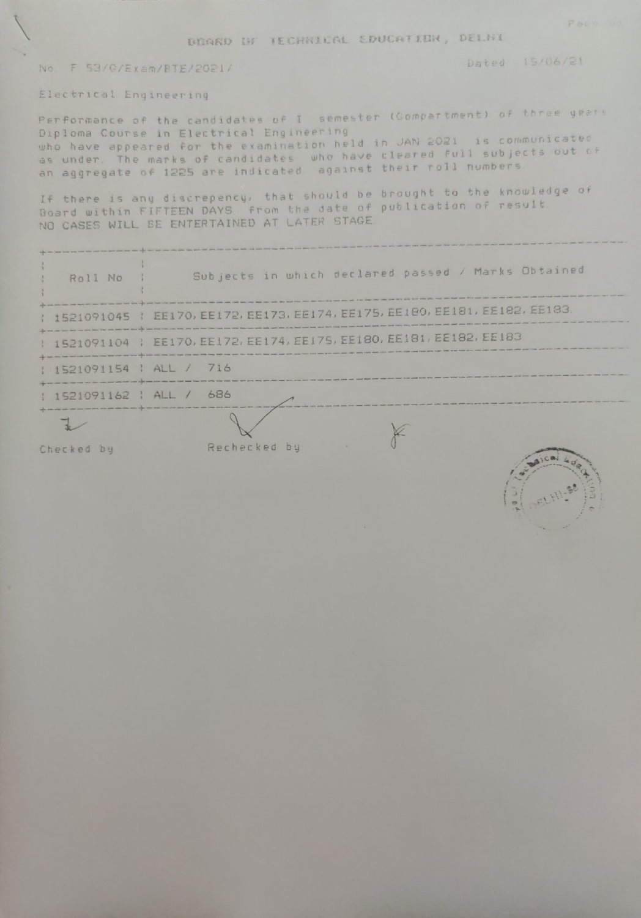# BOARD OF TECHNICAL EDUCATION, DELHI

No. F 53/G/Exam/BTE/2021/ Dated 15/06/21

Electrical Engineering

Performance of the candidates of I semester (Compartment) of three years Diploma Course in Electrical Engineering who have appeared for the examination held in JAN 2021 is communicated as under. The marks of candidates who have cleared full subjects out of an aggregate of 1225 are indicated against their roll numbers.

If there is any discrepancy, that should be brought to the knowledge of Board within FIFTEEN DAYS from the date of publication of result. NO CASES WILL BE ENTERTAINED AT LATER STAGE.

| Roll No | Subjects in which declared passed / Marks Obtained |
| --- | --- |
| 1521091045 | EE170, EE172, EE173, EE174, EE175, EE180, EE181, EE182, EE183 |
| 1521091104 | EE170, EE172, EE174, EE175, EE180, EE181, EE182, EE183 |
| 1521091154 | ALL / 716 |
| 1521091162 | ALL / 686 |

Checked by Rechecked by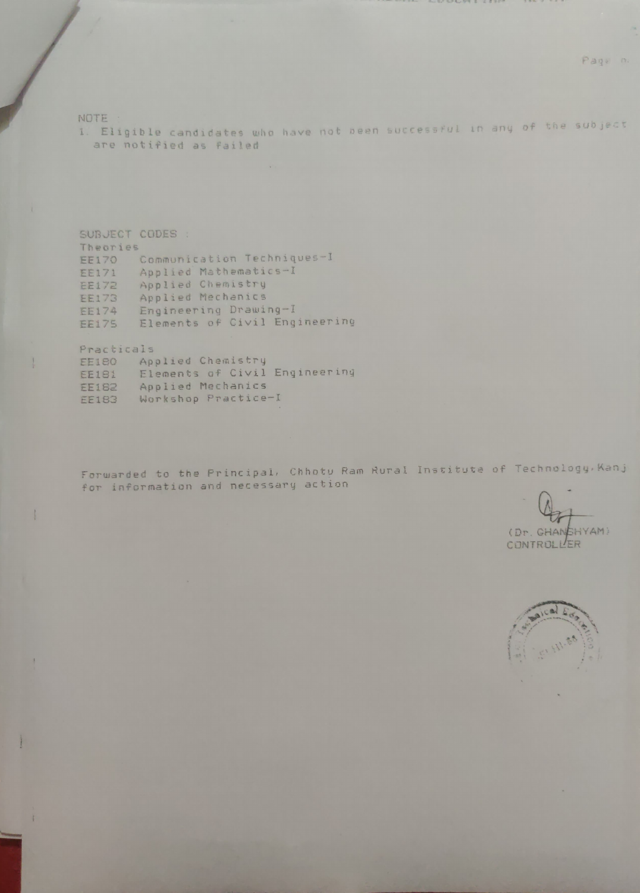NOTE

1. Eligible candidates who have not been successful in any of the subject are notified as failed

SUBJECT CODES :

Theories

| | |
|---|---|
| EE170 | Communication Techniques-I |
| EE171 | Applied Mathematics-I |
| EE172 | Applied Chemistry |
| EE173 | Applied Mechanics |
| EE174 | Engineering Drawing-I |
| EE175 | Elements of Civil Engineering |

Practicals

| | |
|---|---|
| EE180 | Applied Chemistry |
| EE181 | Elements of Civil Engineering |
| EE182 | Applied Mechanics |
| EE183 | Workshop Practice-I |

Forwarded to the Principal, Chhotu Ram Rural Institute of Technology, Kanj for information and necessary action

(Dr. GHANSHYAM)
CONTROLLER